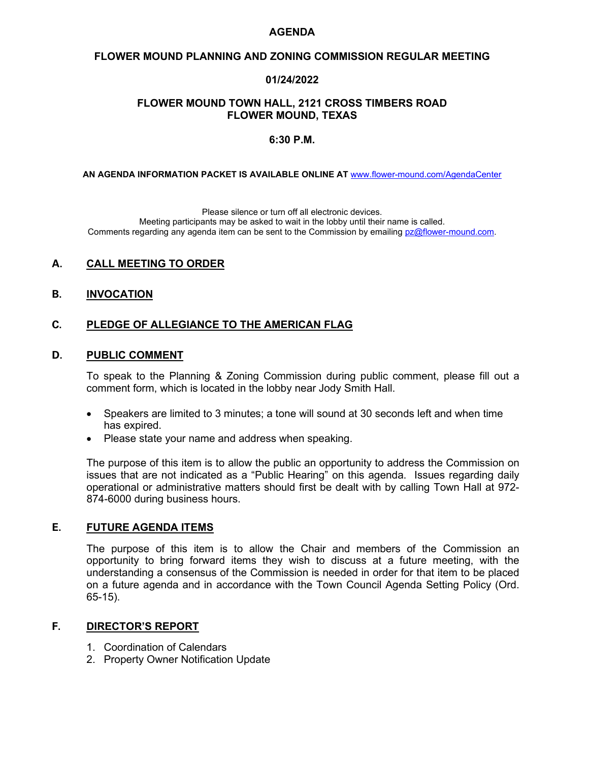# AGENDA

## FLOWER MOUND PLANNING AND ZONING COMMISSION REGULAR MEETING

**01/24/2022**

**FLOWER MOUND TOWN HALL, 2121 CROSS TIMBERS ROAD**
**FLOWER MOUND, TEXAS**

**6:30 P.M.**

**AN AGENDA INFORMATION PACKET IS AVAILABLE ONLINE AT** www.flower-mound.com/AgendaCenter

Please silence or turn off all electronic devices.
Meeting participants may be asked to wait in the lobby until their name is called.
Comments regarding any agenda item can be sent to the Commission by emailing pz@flower-mound.com.

## A. CALL MEETING TO ORDER

## B. INVOCATION

## C. PLEDGE OF ALLEGIANCE TO THE AMERICAN FLAG

## D. PUBLIC COMMENT

To speak to the Planning & Zoning Commission during public comment, please fill out a comment form, which is located in the lobby near Jody Smith Hall.

- Speakers are limited to 3 minutes; a tone will sound at 30 seconds left and when time has expired.
- Please state your name and address when speaking.

The purpose of this item is to allow the public an opportunity to address the Commission on issues that are not indicated as a "Public Hearing" on this agenda. Issues regarding daily operational or administrative matters should first be dealt with by calling Town Hall at 972-874-6000 during business hours.

## E. FUTURE AGENDA ITEMS

The purpose of this item is to allow the Chair and members of the Commission an opportunity to bring forward items they wish to discuss at a future meeting, with the understanding a consensus of the Commission is needed in order for that item to be placed on a future agenda and in accordance with the Town Council Agenda Setting Policy (Ord. 65-15).

## F. DIRECTOR'S REPORT

1. Coordination of Calendars
2. Property Owner Notification Update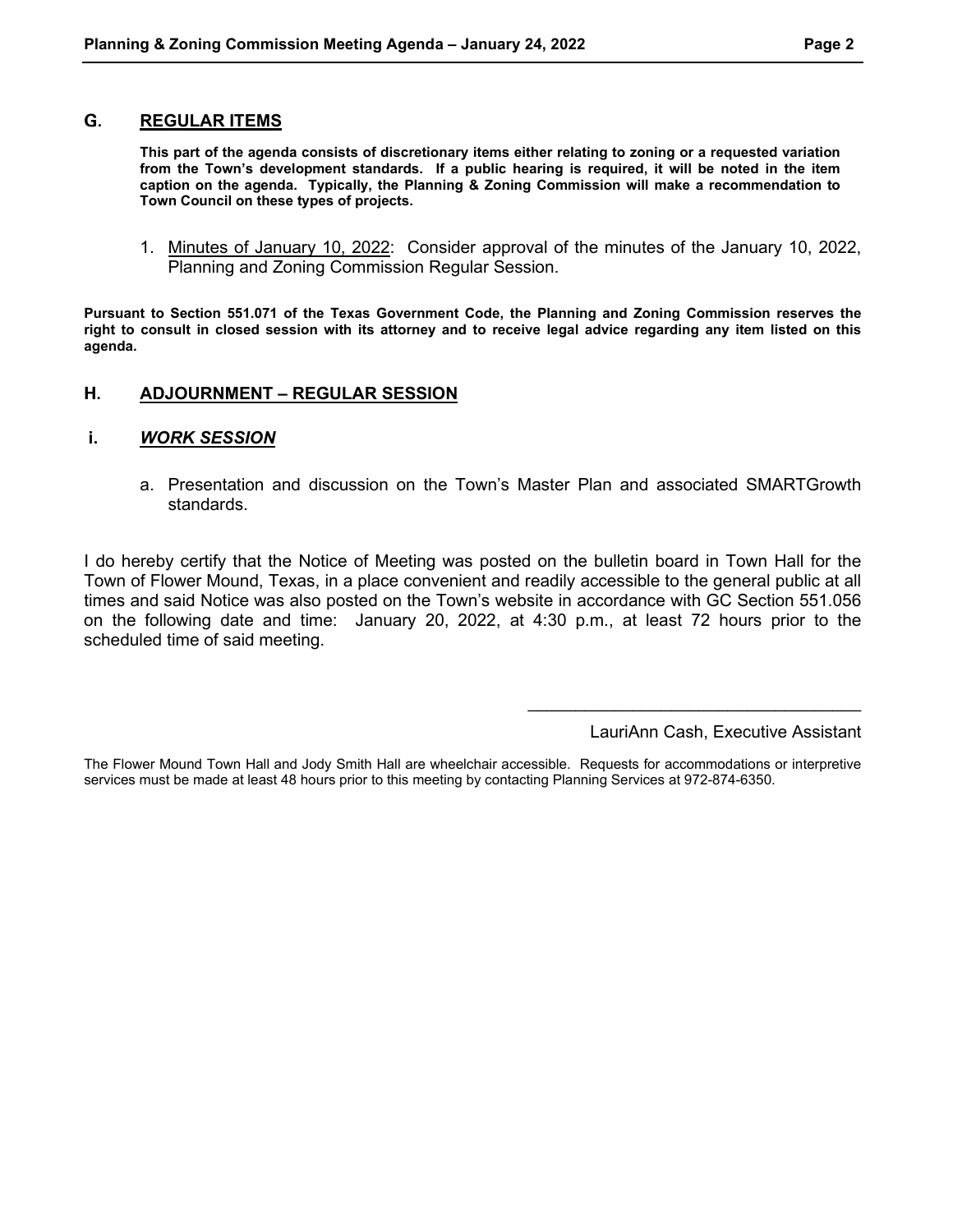## G. REGULAR ITEMS

**This part of the agenda consists of discretionary items either relating to zoning or a requested variation from the Town's development standards. If a public hearing is required, it will be noted in the item caption on the agenda. Typically, the Planning & Zoning Commission will make a recommendation to Town Council on these types of projects.**

1. Minutes of January 10, 2022: Consider approval of the minutes of the January 10, 2022, Planning and Zoning Commission Regular Session.

**Pursuant to Section 551.071 of the Texas Government Code, the Planning and Zoning Commission reserves the right to consult in closed session with its attorney and to receive legal advice regarding any item listed on this agenda.**

## H. ADJOURNMENT – REGULAR SESSION

## i. *WORK SESSION*

a. Presentation and discussion on the Town's Master Plan and associated SMARTGrowth standards.

I do hereby certify that the Notice of Meeting was posted on the bulletin board in Town Hall for the Town of Flower Mound, Texas, in a place convenient and readily accessible to the general public at all times and said Notice was also posted on the Town's website in accordance with GC Section 551.056 on the following date and time: January 20, 2022, at 4:30 p.m., at least 72 hours prior to the scheduled time of said meeting.

\_\_\_\_\_\_\_\_\_\_\_\_\_\_\_\_\_\_\_\_\_\_\_\_\_\_\_\_\_\_\_\_\_\_\_

LauriAnn Cash, Executive Assistant

The Flower Mound Town Hall and Jody Smith Hall are wheelchair accessible. Requests for accommodations or interpretive services must be made at least 48 hours prior to this meeting by contacting Planning Services at 972-874-6350.